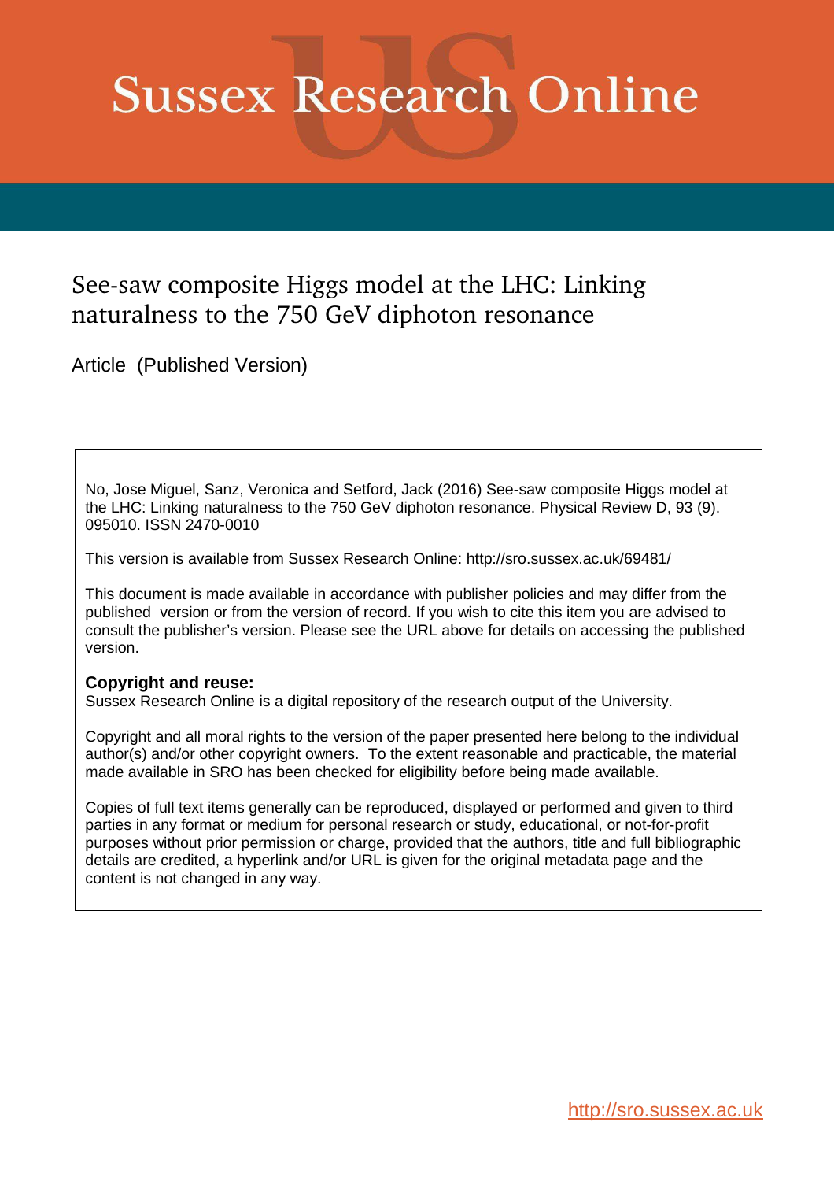# Sussex Research Online

## See-saw composite Higgs model at the LHC: Linking naturalness to the 750 GeV diphoton resonance

Article (Published Version)

No, Jose Miguel, Sanz, Veronica and Setford, Jack (2016) See-saw composite Higgs model at the LHC: Linking naturalness to the 750 GeV diphoton resonance. Physical Review D, 93 (9). 095010. ISSN 2470-0010

This version is available from Sussex Research Online: http://sro.sussex.ac.uk/69481/

This document is made available in accordance with publisher policies and may differ from the published version or from the version of record. If you wish to cite this item you are advised to consult the publisher's version. Please see the URL above for details on accessing the published version.

**Copyright and reuse:**
Sussex Research Online is a digital repository of the research output of the University.

Copyright and all moral rights to the version of the paper presented here belong to the individual author(s) and/or other copyright owners. To the extent reasonable and practicable, the material made available in SRO has been checked for eligibility before being made available.

Copies of full text items generally can be reproduced, displayed or performed and given to third parties in any format or medium for personal research or study, educational, or not-for-profit purposes without prior permission or charge, provided that the authors, title and full bibliographic details are credited, a hyperlink and/or URL is given for the original metadata page and the content is not changed in any way.

http://sro.sussex.ac.uk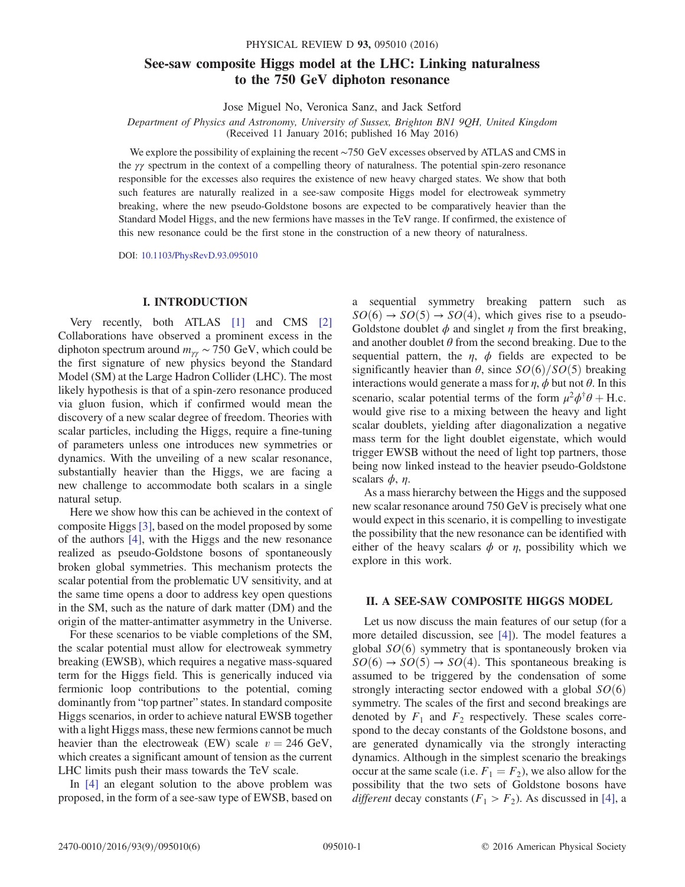# See-saw composite Higgs model at the LHC: Linking naturalness to the 750 GeV diphoton resonance

Jose Miguel No, Veronica Sanz, and Jack Setford

*Department of Physics and Astronomy, University of Sussex, Brighton BN1 9QH, United Kingdom*
(Received 11 January 2016; published 16 May 2016)

We explore the possibility of explaining the recent $\sim$750 GeV excesses observed by ATLAS and CMS in the $\gamma\gamma$ spectrum in the context of a compelling theory of naturalness. The potential spin-zero resonance responsible for the excesses also requires the existence of new heavy charged states. We show that both such features are naturally realized in a see-saw composite Higgs model for electroweak symmetry breaking, where the new pseudo-Goldstone bosons are expected to be comparatively heavier than the Standard Model Higgs, and the new fermions have masses in the TeV range. If confirmed, the existence of this new resonance could be the first stone in the construction of a new theory of naturalness.

DOI: 10.1103/PhysRevD.93.095010

## I. INTRODUCTION

Very recently, both ATLAS [1] and CMS [2] Collaborations have observed a prominent excess in the diphoton spectrum around $m_{\gamma\gamma} \sim 750$ GeV, which could be the first signature of new physics beyond the Standard Model (SM) at the Large Hadron Collider (LHC). The most likely hypothesis is that of a spin-zero resonance produced via gluon fusion, which if confirmed would mean the discovery of a new scalar degree of freedom. Theories with scalar particles, including the Higgs, require a fine-tuning of parameters unless one introduces new symmetries or dynamics. With the unveiling of a new scalar resonance, substantially heavier than the Higgs, we are facing a new challenge to accommodate both scalars in a single natural setup.

Here we show how this can be achieved in the context of composite Higgs [3], based on the model proposed by some of the authors [4], with the Higgs and the new resonance realized as pseudo-Goldstone bosons of spontaneously broken global symmetries. This mechanism protects the scalar potential from the problematic UV sensitivity, and at the same time opens a door to address key open questions in the SM, such as the nature of dark matter (DM) and the origin of the matter-antimatter asymmetry in the Universe.

For these scenarios to be viable completions of the SM, the scalar potential must allow for electroweak symmetry breaking (EWSB), which requires a negative mass-squared term for the Higgs field. This is generically induced via fermionic loop contributions to the potential, coming dominantly from "top partner" states. In standard composite Higgs scenarios, in order to achieve natural EWSB together with a light Higgs mass, these new fermions cannot be much heavier than the electroweak (EW) scale $v = 246$ GeV, which creates a significant amount of tension as the current LHC limits push their mass towards the TeV scale.

In [4] an elegant solution to the above problem was proposed, in the form of a see-saw type of EWSB, based on a sequential symmetry breaking pattern such as $SO(6) \to SO(5) \to SO(4)$, which gives rise to a pseudo-Goldstone doublet $\phi$ and singlet $\eta$ from the first breaking, and another doublet $\theta$ from the second breaking. Due to the sequential pattern, the $\eta$, $\phi$ fields are expected to be significantly heavier than $\theta$, since $SO(6)/SO(5)$ breaking interactions would generate a mass for $\eta$, $\phi$ but not $\theta$. In this scenario, scalar potential terms of the form $\mu^2 \phi^\dagger \theta + \text{H.c.}$ would give rise to a mixing between the heavy and light scalar doublets, yielding after diagonalization a negative mass term for the light doublet eigenstate, which would trigger EWSB without the need of light top partners, those being now linked instead to the heavier pseudo-Goldstone scalars $\phi$, $\eta$.

As a mass hierarchy between the Higgs and the supposed new scalar resonance around 750 GeV is precisely what one would expect in this scenario, it is compelling to investigate the possibility that the new resonance can be identified with either of the heavy scalars $\phi$ or $\eta$, possibility which we explore in this work.

## II. A SEE-SAW COMPOSITE HIGGS MODEL

Let us now discuss the main features of our setup (for a more detailed discussion, see [4]). The model features a global $SO(6)$ symmetry that is spontaneously broken via $SO(6) \to SO(5) \to SO(4)$. This spontaneous breaking is assumed to be triggered by the condensation of some strongly interacting sector endowed with a global $SO(6)$ symmetry. The scales of the first and second breakings are denoted by $F_1$ and $F_2$ respectively. These scales correspond to the decay constants of the Goldstone bosons, and are generated dynamically via the strongly interacting dynamics. Although in the simplest scenario the breakings occur at the same scale (i.e. $F_1 = F_2$), we also allow for the possibility that the two sets of Goldstone bosons have *different* decay constants ($F_1 > F_2$). As discussed in [4], a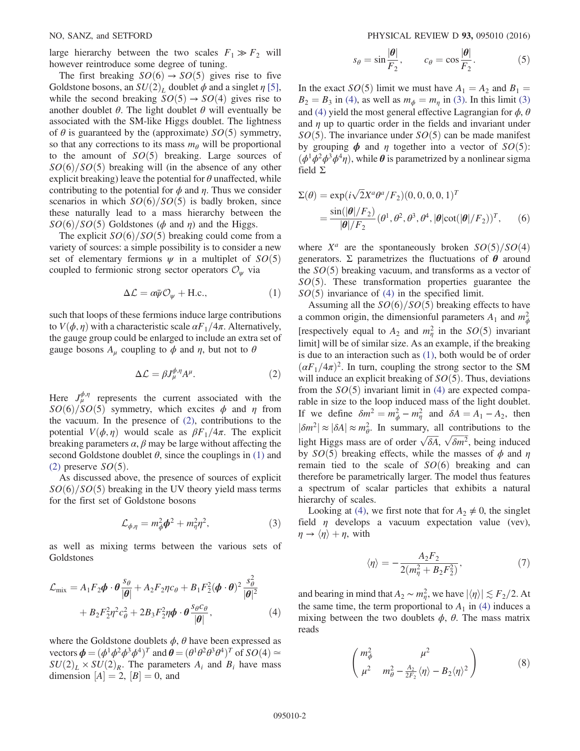large hierarchy between the two scales $F_1 \gg F_2$ will however reintroduce some degree of tuning.

The first breaking $SO(6) \to SO(5)$ gives rise to five Goldstone bosons, an $SU(2)_L$ doublet $\phi$ and a singlet $\eta$ [5], while the second breaking $SO(5) \to SO(4)$ gives rise to another doublet $\theta$. The light doublet $\theta$ will eventually be associated with the SM-like Higgs doublet. The lightness of $\theta$ is guaranteed by the (approximate) $SO(5)$ symmetry, so that any corrections to its mass $m_\theta$ will be proportional to the amount of $SO(5)$ breaking. Large sources of $SO(6)/SO(5)$ breaking will (in the absence of any other explicit breaking) leave the potential for $\theta$ unaffected, while contributing to the potential for $\phi$ and $\eta$. Thus we consider scenarios in which $SO(6)/SO(5)$ is badly broken, since these naturally lead to a mass hierarchy between the $SO(6)/SO(5)$ Goldstones ($\phi$ and $\eta$) and the Higgs.

The explicit $SO(6)/SO(5)$ breaking could come from a variety of sources: a simple possibility is to consider a new set of elementary fermions $\psi$ in a multiplet of $SO(5)$ coupled to fermionic strong sector operators $\mathcal{O}_\psi$ via

$$\Delta\mathcal{L} = \alpha\bar{\psi}\mathcal{O}_\psi + \text{H.c.}, \tag{1}$$

such that loops of these fermions induce large contributions to $V(\phi,\eta)$ with a characteristic scale $\alpha F_1/4\pi$. Alternatively, the gauge group could be enlarged to include an extra set of gauge bosons $A_\mu$ coupling to $\phi$ and $\eta$, but not to $\theta$

$$\Delta\mathcal{L} = \beta J_\mu^{\phi,\eta} A^\mu. \tag{2}$$

Here $J_\mu^{\phi,\eta}$ represents the current associated with the $SO(6)/SO(5)$ symmetry, which excites $\phi$ and $\eta$ from the vacuum. In the presence of (2), contributions to the potential $V(\phi,\eta)$ would scale as $\beta F_1/4\pi$. The explicit breaking parameters $\alpha, \beta$ may be large without affecting the second Goldstone doublet $\theta$, since the couplings in (1) and (2) preserve $SO(5)$.

As discussed above, the presence of sources of explicit $SO(6)/SO(5)$ breaking in the UV theory yield mass terms for the first set of Goldstone bosons

$$\mathcal{L}_{\phi,\eta} = m_\phi^2 \boldsymbol{\phi}^2 + m_\eta^2 \eta^2, \tag{3}$$

as well as mixing terms between the various sets of Goldstones

$$\mathcal{L}_{\text{mix}} = A_1 F_2 \boldsymbol{\phi}\cdot\boldsymbol{\theta}\frac{s_\theta}{|\boldsymbol{\theta}|} + A_2 F_2 \eta c_\theta + B_1 F_2^2 (\boldsymbol{\phi}\cdot\boldsymbol{\theta})^2 \frac{s_\theta^2}{|\boldsymbol{\theta}|^2} + B_2 F_2^2 \eta^2 c_\theta^2 + 2B_3 F_2^2 \eta \boldsymbol{\phi}\cdot\boldsymbol{\theta}\frac{s_\theta c_\theta}{|\boldsymbol{\theta}|}, \tag{4}$$

where the Goldstone doublets $\phi$, $\theta$ have been expressed as vectors $\boldsymbol{\phi} = (\phi^1\phi^2\phi^3\phi^4)^T$ and $\boldsymbol{\theta} = (\theta^1\theta^2\theta^3\theta^4)^T$ of $SO(4) \simeq SU(2)_L \times SU(2)_R$. The parameters $A_i$ and $B_i$ have mass dimension $[A] = 2$, $[B] = 0$, and

$$s_\theta = \sin\frac{|\boldsymbol{\theta}|}{F_2}, \qquad c_\theta = \cos\frac{|\boldsymbol{\theta}|}{F_2}. \tag{5}$$

In the exact $SO(5)$ limit we must have $A_1 = A_2$ and $B_1 = B_2 = B_3$ in (4), as well as $m_\phi = m_\eta$ in (3). In this limit (3) and (4) yield the most general effective Lagrangian for $\phi$, $\theta$ and $\eta$ up to quartic order in the fields and invariant under $SO(5)$. The invariance under $SO(5)$ can be made manifest by grouping $\boldsymbol{\phi}$ and $\eta$ together into a vector of $SO(5)$: $(\phi^1\phi^2\phi^3\phi^4\eta)$, while $\boldsymbol{\theta}$ is parametrized by a nonlinear sigma field $\Sigma$

$$\begin{aligned}\Sigma(\theta) &= \exp(i\sqrt{2}X^a\theta^a/F_2)(0,0,0,0,1)^T \\ &= \frac{\sin(|\boldsymbol{\theta}|/F_2)}{|\boldsymbol{\theta}|/F_2}(\theta^1,\theta^2,\theta^3,\theta^4,|\boldsymbol{\theta}|\cot(|\boldsymbol{\theta}|/F_2))^T,\end{aligned} \tag{6}$$

where $X^a$ are the spontaneously broken $SO(5)/SO(4)$ generators. $\Sigma$ parametrizes the fluctuations of $\boldsymbol{\theta}$ around the $SO(5)$ breaking vacuum, and transforms as a vector of $SO(5)$. These transformation properties guarantee the $SO(5)$ invariance of (4) in the specified limit.

Assuming all the $SO(6)/SO(5)$ breaking effects to have a common origin, the dimensionful parameters $A_1$ and $m_\phi^2$ [respectively equal to $A_2$ and $m_\eta^2$ in the $SO(5)$ invariant limit] will be of similar size. As an example, if the breaking is due to an interaction such as (1), both would be of order $(\alpha F_1/4\pi)^2$. In turn, coupling the strong sector to the SM will induce an explicit breaking of $SO(5)$. Thus, deviations from the $SO(5)$ invariant limit in (4) are expected comparable in size to the loop induced mass of the light doublet. If we define $\delta m^2 = m_\phi^2 - m_\eta^2$ and $\delta A = A_1 - A_2$, then $|\delta m^2| \approx |\delta A| \approx m_\theta^2$. In summary, all contributions to the light Higgs mass are of order $\sqrt{\delta A}$, $\sqrt{\delta m^2}$, being induced by $SO(5)$ breaking effects, while the masses of $\phi$ and $\eta$ remain tied to the scale of $SO(6)$ breaking and can therefore be parametrically larger. The model thus features a spectrum of scalar particles that exhibits a natural hierarchy of scales.

Looking at (4), we first note that for $A_2 \neq 0$, the singlet field $\eta$ develops a vacuum expectation value (vev), $\eta \to \langle\eta\rangle + \eta$, with

$$\langle\eta\rangle = -\frac{A_2 F_2}{2(m_\eta^2 + B_2 F_2^2)}, \tag{7}$$

and bearing in mind that $A_2 \sim m_\eta^2$, we have $|\langle\eta\rangle| \lesssim F_2/2$. At the same time, the term proportional to $A_1$ in (4) induces a mixing between the two doublets $\phi$, $\theta$. The mass matrix reads

$$\begin{pmatrix} m_\phi^2 & \mu^2 \\ \mu^2 & m_\theta^2 - \frac{A_2}{2F_2}\langle\eta\rangle - B_2\langle\eta\rangle^2 \end{pmatrix} \tag{8}$$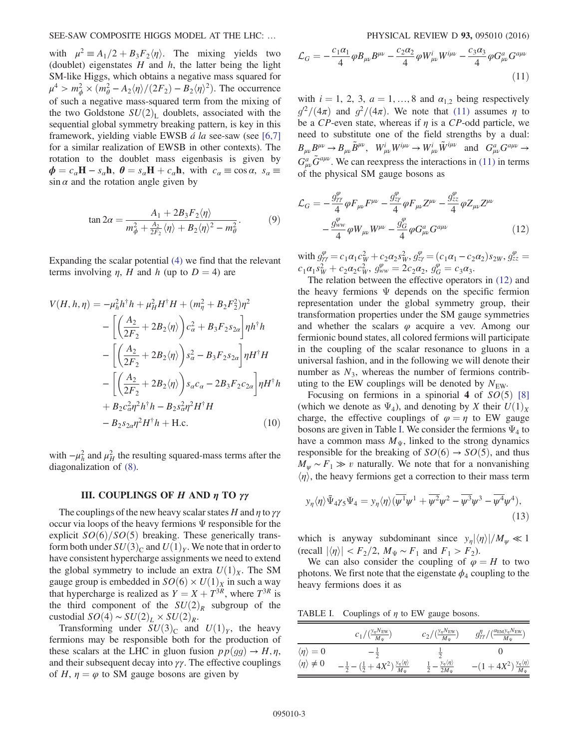with $\mu^2 \equiv A_1/2 + B_3 F_2 \langle\eta\rangle$. The mixing yields two (doublet) eigenstates $H$ and $h$, the latter being the light SM-like Higgs, which obtains a negative mass squared for $\mu^4 > m_\phi^2 \times (m_\theta^2 - A_2\langle\eta\rangle/(2F_2) - B_2\langle\eta\rangle^2)$. The occurrence of such a negative mass-squared term from the mixing of the two Goldstone $SU(2)_\mathrm{L}$ doublets, associated with the sequential global symmetry breaking pattern, is key in this framework, yielding viable EWSB *á la* see-saw (see [6,7] for a similar realization of EWSB in other contexts). The rotation to the doublet mass eigenbasis is given by $\boldsymbol{\phi} = c_\alpha \mathbf{H} - s_\alpha \mathbf{h}$, $\boldsymbol{\theta} = s_\alpha \mathbf{H} + c_\alpha \mathbf{h}$, with $c_\alpha \equiv \cos\alpha$, $s_\alpha \equiv \sin\alpha$ and the rotation angle given by

$$\tan 2\alpha = \frac{A_1 + 2B_3 F_2\langle\eta\rangle}{m_\phi^2 + \frac{A_2}{2F_2}\langle\eta\rangle + B_2\langle\eta\rangle^2 - m_\theta^2}. \tag{9}$$

Expanding the scalar potential (4) we find that the relevant terms involving $\eta$, $H$ and $h$ (up to $D = 4$) are

$$\begin{aligned}
V(H,h,\eta) = &-\mu_h^2 h^\dagger h + \mu_H^2 H^\dagger H + (m_\eta^2 + B_2F_2^2)\eta^2 \\
&- \left[\left(\frac{A_2}{2F_2} + 2B_2\langle\eta\rangle\right)c_\alpha^2 + B_3F_2 s_{2\alpha}\right]\eta h^\dagger h \\
&- \left[\left(\frac{A_2}{2F_2} + 2B_2\langle\eta\rangle\right)s_\alpha^2 - B_3F_2 s_{2\alpha}\right]\eta H^\dagger H \\
&- \left[\left(\frac{A_2}{2F_2} + 2B_2\langle\eta\rangle\right)s_\alpha c_\alpha - 2B_3F_2 c_{2\alpha}\right]\eta H^\dagger h \\
&+ B_2 c_\alpha^2 \eta^2 h^\dagger h - B_2 s_\alpha^2 \eta^2 H^\dagger H \\
&- B_2 s_{2\alpha}\eta^2 H^\dagger h + \mathrm{H.c.}
\end{aligned} \tag{10}$$

with $-\mu_h^2$ and $\mu_H^2$ the resulting squared-mass terms after the diagonalization of (8).

## III. COUPLINGS OF $H$ AND $\eta$ TO $\gamma\gamma$

The couplings of the new heavy scalar states $H$ and $\eta$ to $\gamma\gamma$ occur via loops of the heavy fermions $\Psi$ responsible for the explicit $SO(6)/SO(5)$ breaking. These generically transform both under $SU(3)_\mathrm{C}$ and $U(1)_Y$. We note that in order to have consistent hypercharge assignments we need to extend the global symmetry to include an extra $U(1)_X$. The SM gauge group is embedded in $SO(6) \times U(1)_X$ in such a way that hypercharge is realized as $Y = X + T^{3R}$, where $T^{3R}$ is the third component of the $SU(2)_R$ subgroup of the custodial $SO(4) \sim SU(2)_L \times SU(2)_R$.

Transforming under $SU(3)_\mathrm{C}$ and $U(1)_Y$, the heavy fermions may be responsible both for the production of these scalars at the LHC in gluon fusion $pp(gg) \to H, \eta$, and their subsequent decay into $\gamma\gamma$. The effective couplings of $H$, $\eta = \varphi$ to SM gauge bosons are given by

$$\mathcal{L}_G = -\frac{c_1\alpha_1}{4}\varphi B_{\mu\nu}B^{\mu\nu} - \frac{c_2\alpha_2}{4}\varphi W^i_{\mu\nu}W^{i\mu\nu} - \frac{c_3\alpha_3}{4}\varphi G^a_{\mu\nu}G^{a\mu\nu} \tag{11}$$

with $i = 1, 2, 3$, $a = 1, \ldots, 8$ and $\alpha_{1,2}$ being respectively $g'^2/(4\pi)$ and $g^2/(4\pi)$. We note that (11) assumes $\eta$ to be a $CP$-even state, whereas if $\eta$ is a $CP$-odd particle, we need to substitute one of the field strengths by a dual: $B_{\mu\nu}B^{\mu\nu} \to B_{\mu\nu}\tilde{B}^{\mu\nu}$, $W^i_{\mu\nu}W^{i\mu\nu} \to W^i_{\mu\nu}\tilde{W}^{i\mu\nu}$ and $G^a_{\mu\nu}G^{a\mu\nu} \to G^a_{\mu\nu}\tilde{G}^{a\mu\nu}$. We can reexpress the interactions in (11) in terms of the physical SM gauge bosons as

$$\begin{aligned}
\mathcal{L}_G = &-\frac{g^\varphi_{\gamma\gamma}}{4}\varphi F_{\mu\nu}F^{\mu\nu} - \frac{g^\varphi_{z\gamma}}{4}\varphi F_{\mu\nu}Z^{\mu\nu} - \frac{g^\varphi_{zz}}{4}\varphi Z_{\mu\nu}Z^{\mu\nu} \\
&- \frac{g^\varphi_{ww}}{4}\varphi W_{\mu\nu}W^{\mu\nu} - \frac{g^\varphi_G}{4}\varphi G^a_{\mu\nu}G^{a\mu\nu}
\end{aligned} \tag{12}$$

with $g^\varphi_{\gamma\gamma} = c_1\alpha_1 c_W^2 + c_2\alpha_2 s_W^2$, $g^\varphi_{z\gamma} = (c_1\alpha_1 - c_2\alpha_2)s_{2W}$, $g^\varphi_{zz} = c_1\alpha_1 s_W^2 + c_2\alpha_2 c_W^2$, $g^\varphi_{ww} = 2c_2\alpha_2$, $g^\varphi_G = c_3\alpha_3$.

The relation between the effective operators in (12) and the heavy fermions $\Psi$ depends on the specific fermion representation under the global symmetry group, their transformation properties under the SM gauge symmetries and whether the scalars $\varphi$ acquire a vev. Among our fermionic bound states, all colored fermions will participate in the coupling of the scalar resonance to gluons in a universal fashion, and in the following we will denote their number as $N_3$, whereas the number of fermions contributing to the EW couplings will be denoted by $N_\mathrm{EW}$.

Focusing on fermions in a spinorial **4** of $SO(5)$ [8] (which we denote as $\Psi_4$), and denoting by $X$ their $U(1)_X$ charge, the effective couplings of $\varphi = \eta$ to EW gauge bosons are given in Table I. We consider the fermions $\Psi_4$ to have a common mass $M_\Psi$, linked to the strong dynamics responsible for the breaking of $SO(6) \to SO(5)$, and thus $M_\psi \sim F_1 \gg v$ naturally. We note that for a nonvanishing $\langle\eta\rangle$, the heavy fermions get a correction to their mass term

$$y_\eta\langle\eta\rangle\bar{\Psi}_4\gamma_5\Psi_4 = y_\eta\langle\eta\rangle(\overline{\psi^1}\psi^1 + \overline{\psi^2}\psi^2 - \overline{\psi^3}\psi^3 - \overline{\psi^4}\psi^4), \tag{13}$$

which is anyway subdominant since $y_\eta|\langle\eta\rangle|/M_\psi \ll 1$ (recall $|\langle\eta\rangle| < F_2/2$, $M_\Psi \sim F_1$ and $F_1 > F_2$).

We can also consider the coupling of $\varphi = H$ to two photons. We first note that the eigenstate $\phi_4$ coupling to the heavy fermions does it as

TABLE I. Couplings of $\eta$ to EW gauge bosons.

| | $c_1/(\frac{y_\eta N_\mathrm{EW}}{M_\Psi})$ | $c_2/(\frac{y_\eta N_\mathrm{EW}}{M_\Psi})$ | $g^\eta_{\gamma\gamma}/(\frac{\alpha_\mathrm{EM} y_\eta N_\mathrm{EW}}{M_\Psi})$ |
|---|---|---|---|
| $\langle\eta\rangle = 0$ | $-\frac{1}{2}$ | $\frac{1}{2}$ | 0 |
| $\langle\eta\rangle \neq 0$ | $-\frac{1}{2} - (\frac{1}{2} + 4X^2)\frac{y_\eta\langle\eta\rangle}{M_\Psi}$ | $\frac{1}{2} - \frac{y_\eta\langle\eta\rangle}{2M_\Psi}$ | $-(1 + 4X^2)\frac{y_\eta\langle\eta\rangle}{M_\Psi}$ |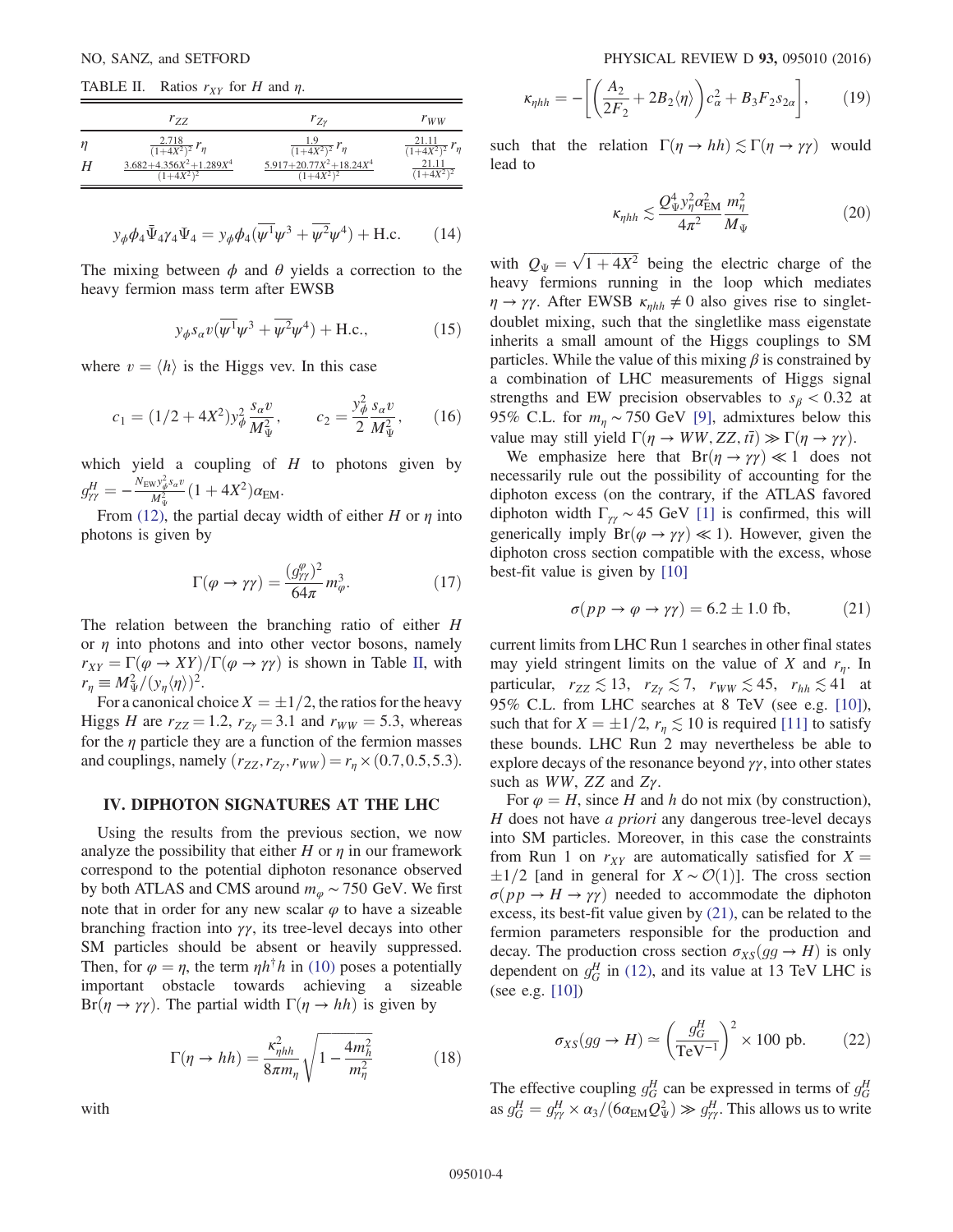TABLE II. Ratios $r_{XY}$ for $H$ and $\eta$.

| | $r_{ZZ}$ | $r_{Z\gamma}$ | $r_{WW}$ |
|---|---|---|---|
| $\eta$ | $\frac{2.718}{(1+4X^2)^2} r_\eta$ | $\frac{1.9}{(1+4X^2)^2} r_\eta$ | $\frac{21.11}{(1+4X^2)^2} r_\eta$ |
| $H$ | $\frac{3.682+4.356X^2+1.289X^4}{(1+4X^2)^2}$ | $\frac{5.917+20.77X^2+18.24X^4}{(1+4X^2)^2}$ | $\frac{21.11}{(1+4X^2)^2}$ |

$$y_\phi \phi_4 \bar{\Psi}_4 \gamma_4 \Psi_4 = y_\phi \phi_4 (\overline{\psi^1}\psi^3 + \overline{\psi^2}\psi^4) + \text{H.c.} \tag{14}$$

The mixing between $\phi$ and $\theta$ yields a correction to the heavy fermion mass term after EWSB

$$y_\phi s_\alpha v (\overline{\psi^1}\psi^3 + \overline{\psi^2}\psi^4) + \text{H.c.}, \tag{15}$$

where $v = \langle h \rangle$ is the Higgs vev. In this case

$$c_1 = (1/2 + 4X^2) y_\phi^2 \frac{s_\alpha v}{M_\Psi^2}, \qquad c_2 = \frac{y_\phi^2}{2} \frac{s_\alpha v}{M_\Psi^2}, \tag{16}$$

which yield a coupling of $H$ to photons given by $g^H_{\gamma\gamma} = -\frac{N_{\text{EW}} y_\phi^2 s_\alpha v}{M_\Psi^2}(1+4X^2)\alpha_{\text{EM}}$.

From (12), the partial decay width of either $H$ or $\eta$ into photons is given by

$$\Gamma(\varphi \to \gamma\gamma) = \frac{(g^\varphi_{\gamma\gamma})^2}{64\pi} m_\varphi^3. \tag{17}$$

The relation between the branching ratio of either $H$ or $\eta$ into photons and into other vector bosons, namely $r_{XY} = \Gamma(\varphi \to XY)/\Gamma(\varphi \to \gamma\gamma)$ is shown in Table II, with $r_\eta \equiv M_\Psi^2/(y_\eta \langle \eta \rangle)^2$.

For a canonical choice $X = \pm 1/2$, the ratios for the heavy Higgs $H$ are $r_{ZZ} = 1.2$, $r_{Z\gamma} = 3.1$ and $r_{WW} = 5.3$, whereas for the $\eta$ particle they are a function of the fermion masses and couplings, namely $(r_{ZZ}, r_{Z\gamma}, r_{WW}) = r_\eta \times (0.7, 0.5, 5.3)$.

## IV. DIPHOTON SIGNATURES AT THE LHC

Using the results from the previous section, we now analyze the possibility that either $H$ or $\eta$ in our framework correspond to the potential diphoton resonance observed by both ATLAS and CMS around $m_\varphi \sim 750$ GeV. We first note that in order for any new scalar $\varphi$ to have a sizeable branching fraction into $\gamma\gamma$, its tree-level decays into other SM particles should be absent or heavily suppressed. Then, for $\varphi = \eta$, the term $\eta h^\dagger h$ in (10) poses a potentially important obstacle towards achieving a sizeable $\text{Br}(\eta \to \gamma\gamma)$. The partial width $\Gamma(\eta \to hh)$ is given by

$$\Gamma(\eta \to hh) = \frac{\kappa_{\eta hh}^2}{8\pi m_\eta} \sqrt{1 - \frac{4m_h^2}{m_\eta^2}} \tag{18}$$

with

$$\kappa_{\eta hh} = -\left[\left(\frac{A_2}{2F_2} + 2B_2 \langle \eta \rangle\right) c_\alpha^2 + B_3 F_2 s_{2\alpha}\right], \tag{19}$$

such that the relation $\Gamma(\eta \to hh) \lesssim \Gamma(\eta \to \gamma\gamma)$ would lead to

$$\kappa_{\eta hh} \lesssim \frac{Q_\Psi^4 y_\eta^2 \alpha_{\text{EM}}^2}{4\pi^2} \frac{m_\eta^2}{M_\Psi} \tag{20}$$

with $Q_\Psi = \sqrt{1 + 4X^2}$ being the electric charge of the heavy fermions running in the loop which mediates $\eta \to \gamma\gamma$. After EWSB $\kappa_{\eta hh} \neq 0$ also gives rise to singlet-doublet mixing, such that the singletlike mass eigenstate inherits a small amount of the Higgs couplings to SM particles. While the value of this mixing $\beta$ is constrained by a combination of LHC measurements of Higgs signal strengths and EW precision observables to $s_\beta < 0.32$ at 95% C.L. for $m_\eta \sim 750$ GeV [9], admixtures below this value may still yield $\Gamma(\eta \to WW, ZZ, t\bar{t}) \gg \Gamma(\eta \to \gamma\gamma)$.

We emphasize here that $\text{Br}(\eta \to \gamma\gamma) \ll 1$ does not necessarily rule out the possibility of accounting for the diphoton excess (on the contrary, if the ATLAS favored diphoton width $\Gamma_{\gamma\gamma} \sim 45$ GeV [1] is confirmed, this will generically imply $\text{Br}(\varphi \to \gamma\gamma) \ll 1$). However, given the diphoton cross section compatible with the excess, whose best-fit value is given by [10]

$$\sigma(pp \to \varphi \to \gamma\gamma) = 6.2 \pm 1.0 \text{ fb}, \tag{21}$$

current limits from LHC Run 1 searches in other final states may yield stringent limits on the value of $X$ and $r_\eta$. In particular, $r_{ZZ} \lesssim 13$, $r_{Z\gamma} \lesssim 7$, $r_{WW} \lesssim 45$, $r_{hh} \lesssim 41$ at 95% C.L. from LHC searches at 8 TeV (see e.g. [10]), such that for $X = \pm 1/2$, $r_\eta \lesssim 10$ is required [11] to satisfy these bounds. LHC Run 2 may nevertheless be able to explore decays of the resonance beyond $\gamma\gamma$, into other states such as $WW$, $ZZ$ and $Z\gamma$.

For $\varphi = H$, since $H$ and $h$ do not mix (by construction), $H$ does not have *a priori* any dangerous tree-level decays into SM particles. Moreover, in this case the constraints from Run 1 on $r_{XY}$ are automatically satisfied for $X = \pm 1/2$ [and in general for $X \sim \mathcal{O}(1)$]. The cross section $\sigma(pp \to H \to \gamma\gamma)$ needed to accommodate the diphoton excess, its best-fit value given by (21), can be related to the fermion parameters responsible for the production and decay. The production cross section $\sigma_{XS}(gg \to H)$ is only dependent on $g_G^H$ in (12), and its value at 13 TeV LHC is (see e.g. [10])

$$\sigma_{XS}(gg \to H) \simeq \left(\frac{g_G^H}{\text{TeV}^{-1}}\right)^2 \times 100 \text{ pb}. \tag{22}$$

The effective coupling $g_G^H$ can be expressed in terms of $g^H_{\gamma\gamma}$ as $g_G^H = g^H_{\gamma\gamma} \times \alpha_3/(6\alpha_{\text{EM}} Q_\Psi^2) \gg g^H_{\gamma\gamma}$. This allows us to write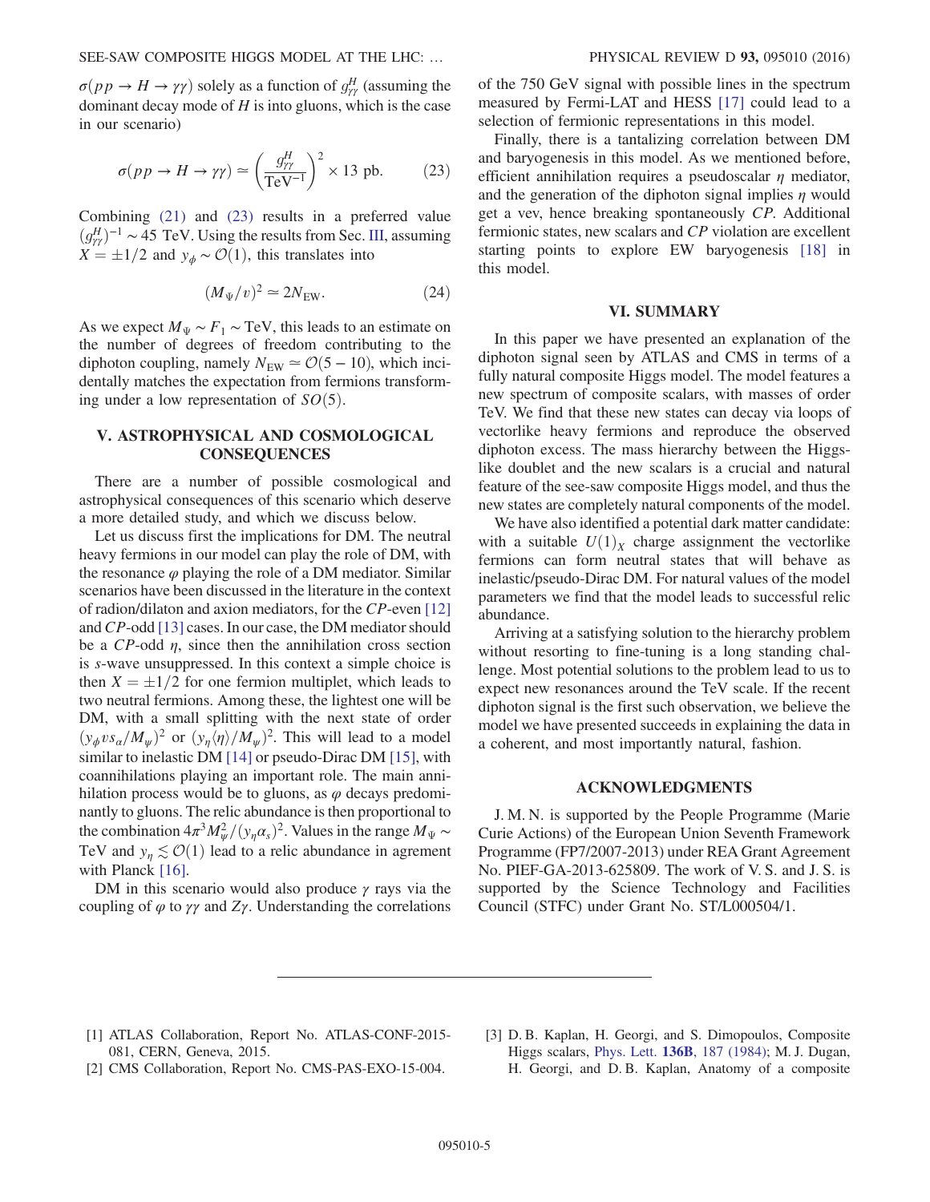$\sigma(pp \to H \to \gamma\gamma)$ solely as a function of $g^H_{\gamma\gamma}$ (assuming the dominant decay mode of $H$ is into gluons, which is the case in our scenario)

$$\sigma(pp \to H \to \gamma\gamma) \simeq \left(\frac{g^H_{\gamma\gamma}}{\mathrm{TeV}^{-1}}\right)^2 \times 13 \text{ pb}. \qquad (23)$$

Combining (21) and (23) results in a preferred value $(g^H_{\gamma\gamma})^{-1} \sim 45$ TeV. Using the results from Sec. III, assuming $X = \pm 1/2$ and $y_\phi \sim \mathcal{O}(1)$, this translates into

$$(M_\Psi/v)^2 \simeq 2N_{\mathrm{EW}}. \qquad (24)$$

As we expect $M_\Psi \sim F_1 \sim$ TeV, this leads to an estimate on the number of degrees of freedom contributing to the diphoton coupling, namely $N_{\mathrm{EW}} \simeq \mathcal{O}(5-10)$, which incidentally matches the expectation from fermions transforming under a low representation of $SO(5)$.

## V. ASTROPHYSICAL AND COSMOLOGICAL CONSEQUENCES

There are a number of possible cosmological and astrophysical consequences of this scenario which deserve a more detailed study, and which we discuss below.

Let us discuss first the implications for DM. The neutral heavy fermions in our model can play the role of DM, with the resonance $\varphi$ playing the role of a DM mediator. Similar scenarios have been discussed in the literature in the context of radion/dilaton and axion mediators, for the $CP$-even [12] and $CP$-odd [13] cases. In our case, the DM mediator should be a $CP$-odd $\eta$, since then the annihilation cross section is $s$-wave unsuppressed. In this context a simple choice is then $X = \pm 1/2$ for one fermion multiplet, which leads to two neutral fermions. Among these, the lightest one will be DM, with a small splitting with the next state of order $(y_\phi v s_\alpha / M_\psi)^2$ or $(y_\eta \langle \eta \rangle / M_\psi)^2$. This will lead to a model similar to inelastic DM [14] or pseudo-Dirac DM [15], with coannihilations playing an important role. The main annihilation process would be to gluons, as $\varphi$ decays predominantly to gluons. The relic abundance is then proportional to the combination $4\pi^3 M_\Psi^2/(y_\eta \alpha_s)^2$. Values in the range $M_\Psi \sim$ TeV and $y_\eta \lesssim \mathcal{O}(1)$ lead to a relic abundance in agrement with Planck [16].

DM in this scenario would also produce $\gamma$ rays via the coupling of $\varphi$ to $\gamma\gamma$ and $Z\gamma$. Understanding the correlations of the 750 GeV signal with possible lines in the spectrum measured by Fermi-LAT and HESS [17] could lead to a selection of fermionic representations in this model.

Finally, there is a tantalizing correlation between DM and baryogenesis in this model. As we mentioned before, efficient annihilation requires a pseudoscalar $\eta$ mediator, and the generation of the diphoton signal implies $\eta$ would get a vev, hence breaking spontaneously $CP$. Additional fermionic states, new scalars and $CP$ violation are excellent starting points to explore EW baryogenesis [18] in this model.

## VI. SUMMARY

In this paper we have presented an explanation of the diphoton signal seen by ATLAS and CMS in terms of a fully natural composite Higgs model. The model features a new spectrum of composite scalars, with masses of order TeV. We find that these new states can decay via loops of vectorlike heavy fermions and reproduce the observed diphoton excess. The mass hierarchy between the Higgs-like doublet and the new scalars is a crucial and natural feature of the see-saw composite Higgs model, and thus the new states are completely natural components of the model.

We have also identified a potential dark matter candidate: with a suitable $U(1)_X$ charge assignment the vectorlike fermions can form neutral states that will behave as inelastic/pseudo-Dirac DM. For natural values of the model parameters we find that the model leads to successful relic abundance.

Arriving at a satisfying solution to the hierarchy problem without resorting to fine-tuning is a long standing challenge. Most potential solutions to the problem lead to us to expect new resonances around the TeV scale. If the recent diphoton signal is the first such observation, we believe the model we have presented succeeds in explaining the data in a coherent, and most importantly natural, fashion.

## ACKNOWLEDGMENTS

J. M. N. is supported by the People Programme (Marie Curie Actions) of the European Union Seventh Framework Programme (FP7/2007-2013) under REA Grant Agreement No. PIEF-GA-2013-625809. The work of V. S. and J. S. is supported by the Science Technology and Facilities Council (STFC) under Grant No. ST/L000504/1.

---

[1] ATLAS Collaboration, Report No. ATLAS-CONF-2015-081, CERN, Geneva, 2015.

[2] CMS Collaboration, Report No. CMS-PAS-EXO-15-004.

[3] D. B. Kaplan, H. Georgi, and S. Dimopoulos, Composite Higgs scalars, Phys. Lett. **136B**, 187 (1984); M. J. Dugan, H. Georgi, and D. B. Kaplan, Anatomy of a composite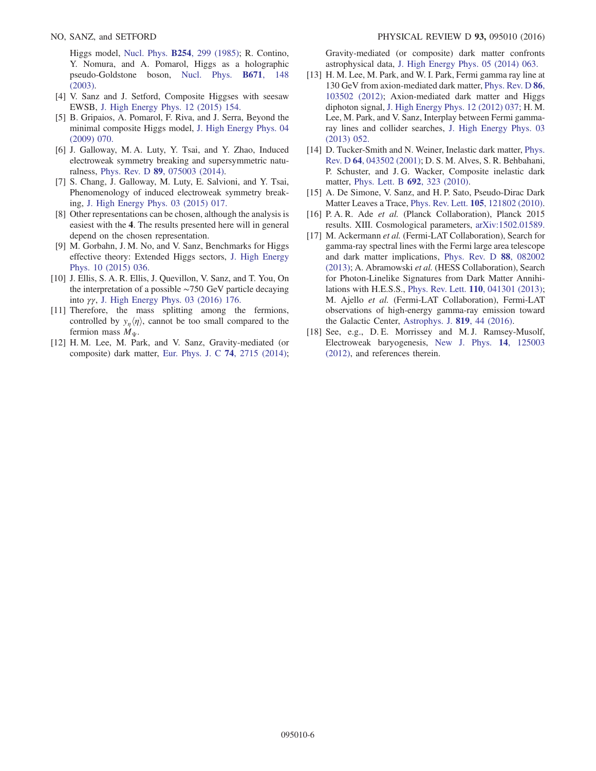Higgs model, Nucl. Phys. **B254**, 299 (1985); R. Contino, Y. Nomura, and A. Pomarol, Higgs as a holographic pseudo-Goldstone boson, Nucl. Phys. **B671**, 148 (2003).

[4] V. Sanz and J. Setford, Composite Higgses with seesaw EWSB, J. High Energy Phys. 12 (2015) 154.

[5] B. Gripaios, A. Pomarol, F. Riva, and J. Serra, Beyond the minimal composite Higgs model, J. High Energy Phys. 04 (2009) 070.

[6] J. Galloway, M. A. Luty, Y. Tsai, and Y. Zhao, Induced electroweak symmetry breaking and supersymmetric naturalness, Phys. Rev. D **89**, 075003 (2014).

[7] S. Chang, J. Galloway, M. Luty, E. Salvioni, and Y. Tsai, Phenomenology of induced electroweak symmetry breaking, J. High Energy Phys. 03 (2015) 017.

[8] Other representations can be chosen, although the analysis is easiest with the **4**. The results presented here will in general depend on the chosen representation.

[9] M. Gorbahn, J. M. No, and V. Sanz, Benchmarks for Higgs effective theory: Extended Higgs sectors, J. High Energy Phys. 10 (2015) 036.

[10] J. Ellis, S. A. R. Ellis, J. Quevillon, V. Sanz, and T. You, On the interpretation of a possible ∼750 GeV particle decaying into $\gamma\gamma$, J. High Energy Phys. 03 (2016) 176.

[11] Therefore, the mass splitting among the fermions, controlled by $y_\eta \langle \eta \rangle$, cannot be too small compared to the fermion mass $M_\Psi$.

[12] H. M. Lee, M. Park, and V. Sanz, Gravity-mediated (or composite) dark matter, Eur. Phys. J. C **74**, 2715 (2014); Gravity-mediated (or composite) dark matter confronts astrophysical data, J. High Energy Phys. 05 (2014) 063.

[13] H. M. Lee, M. Park, and W. I. Park, Fermi gamma ray line at 130 GeV from axion-mediated dark matter, Phys. Rev. D **86**, 103502 (2012); Axion-mediated dark matter and Higgs diphoton signal, J. High Energy Phys. 12 (2012) 037; H. M. Lee, M. Park, and V. Sanz, Interplay between Fermi gamma-ray lines and collider searches, J. High Energy Phys. 03 (2013) 052.

[14] D. Tucker-Smith and N. Weiner, Inelastic dark matter, Phys. Rev. D **64**, 043502 (2001); D. S. M. Alves, S. R. Behbahani, P. Schuster, and J. G. Wacker, Composite inelastic dark matter, Phys. Lett. B **692**, 323 (2010).

[15] A. De Simone, V. Sanz, and H. P. Sato, Pseudo-Dirac Dark Matter Leaves a Trace, Phys. Rev. Lett. **105**, 121802 (2010).

[16] P. A. R. Ade *et al.* (Planck Collaboration), Planck 2015 results. XIII. Cosmological parameters, arXiv:1502.01589.

[17] M. Ackermann *et al.* (Fermi-LAT Collaboration), Search for gamma-ray spectral lines with the Fermi large area telescope and dark matter implications, Phys. Rev. D **88**, 082002 (2013); A. Abramowski *et al.* (HESS Collaboration), Search for Photon-Linelike Signatures from Dark Matter Annihilations with H.E.S.S., Phys. Rev. Lett. **110**, 041301 (2013); M. Ajello *et al.* (Fermi-LAT Collaboration), Fermi-LAT observations of high-energy gamma-ray emission toward the Galactic Center, Astrophys. J. **819**, 44 (2016).

[18] See, e.g., D. E. Morrissey and M. J. Ramsey-Musolf, Electroweak baryogenesis, New J. Phys. **14**, 125003 (2012), and references therein.